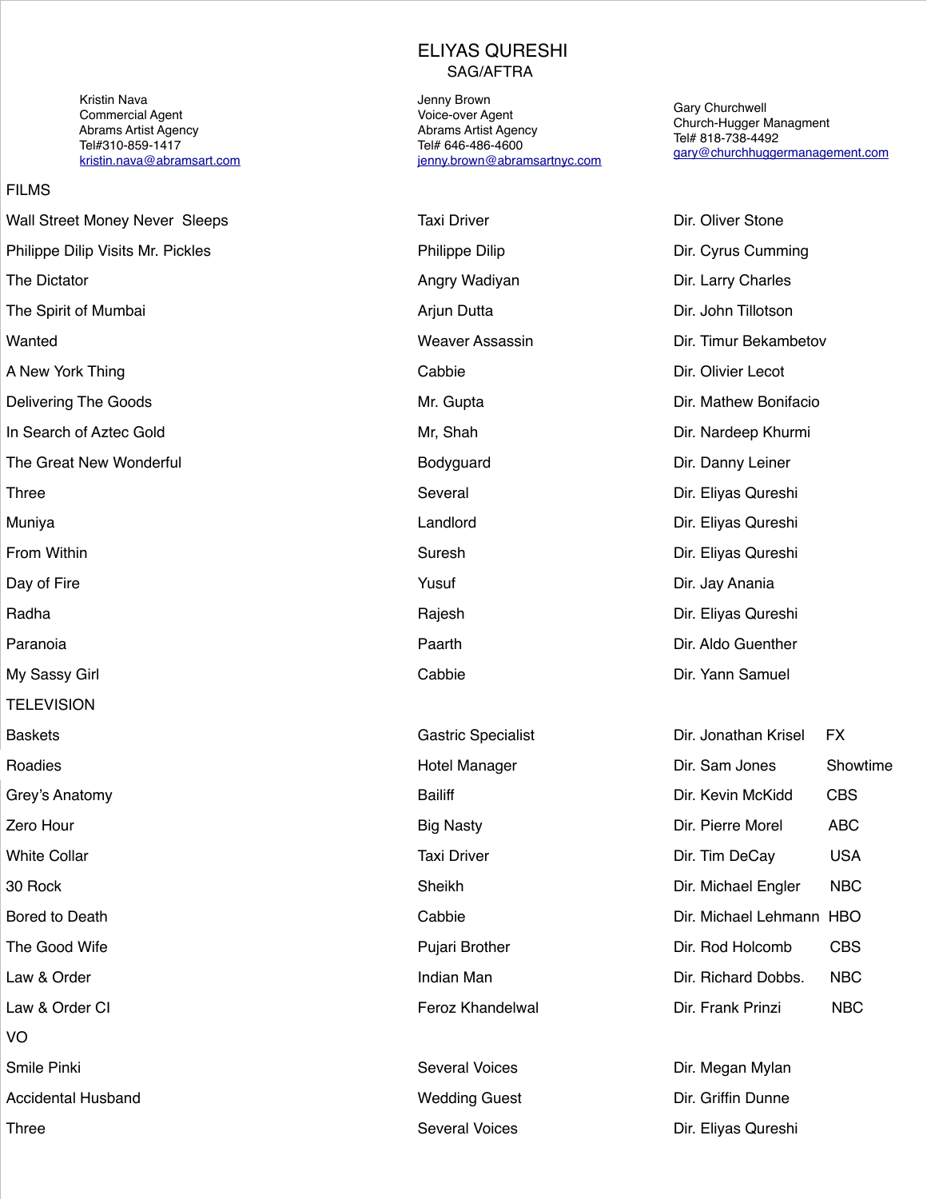# ELIYAS QURESHI

SAG/AFTRA

Kristin Nava
Commercial Agent
Abrams Artist Agency
Tel#310-859-1417
kristin.nava@abramsart.com

Jenny Brown
Voice-over Agent
Abrams Artist Agency
Tel# 646-486-4600
jenny.brown@abramsartnyc.com

Gary Churchwell
Church-Hugger Managment
Tel# 818-738-4492
gary@churchhuggermanagement.com

## FILMS

| | | |
|---|---|---|
| Wall Street Money Never Sleeps | Taxi Driver | Dir. Oliver Stone |
| Philippe Dilip Visits Mr. Pickles | Philippe Dilip | Dir. Cyrus Cumming |
| The Dictator | Angry Wadiyan | Dir. Larry Charles |
| The Spirit of Mumbai | Arjun Dutta | Dir. John Tillotson |
| Wanted | Weaver Assassin | Dir. Timur Bekambetov |
| A New York Thing | Cabbie | Dir. Olivier Lecot |
| Delivering The Goods | Mr. Gupta | Dir. Mathew Bonifacio |
| In Search of Aztec Gold | Mr, Shah | Dir. Nardeep Khurmi |
| The Great New Wonderful | Bodyguard | Dir. Danny Leiner |
| Three | Several | Dir. Eliyas Qureshi |
| Muniya | Landlord | Dir. Eliyas Qureshi |
| From Within | Suresh | Dir. Eliyas Qureshi |
| Day of Fire | Yusuf | Dir. Jay Anania |
| Radha | Rajesh | Dir. Eliyas Qureshi |
| Paranoia | Paarth | Dir. Aldo Guenther |
| My Sassy Girl | Cabbie | Dir. Yann Samuel |

## TELEVISION

| | | | |
|---|---|---|---|
| Baskets | Gastric Specialist | Dir. Jonathan Krisel | FX |
| Roadies | Hotel Manager | Dir. Sam Jones | Showtime |
| Grey's Anatomy | Bailiff | Dir. Kevin McKidd | CBS |
| Zero Hour | Big Nasty | Dir. Pierre Morel | ABC |
| White Collar | Taxi Driver | Dir. Tim DeCay | USA |
| 30 Rock | Sheikh | Dir. Michael Engler | NBC |
| Bored to Death | Cabbie | Dir. Michael Lehmann | HBO |
| The Good Wife | Pujari Brother | Dir. Rod Holcomb | CBS |
| Law & Order | Indian Man | Dir. Richard Dobbs. | NBC |
| Law & Order CI | Feroz Khandelwal | Dir. Frank Prinzi | NBC |

## VO

| | | |
|---|---|---|
| Smile Pinki | Several Voices | Dir. Megan Mylan |
| Accidental Husband | Wedding Guest | Dir. Griffin Dunne |
| Three | Several Voices | Dir. Eliyas Qureshi |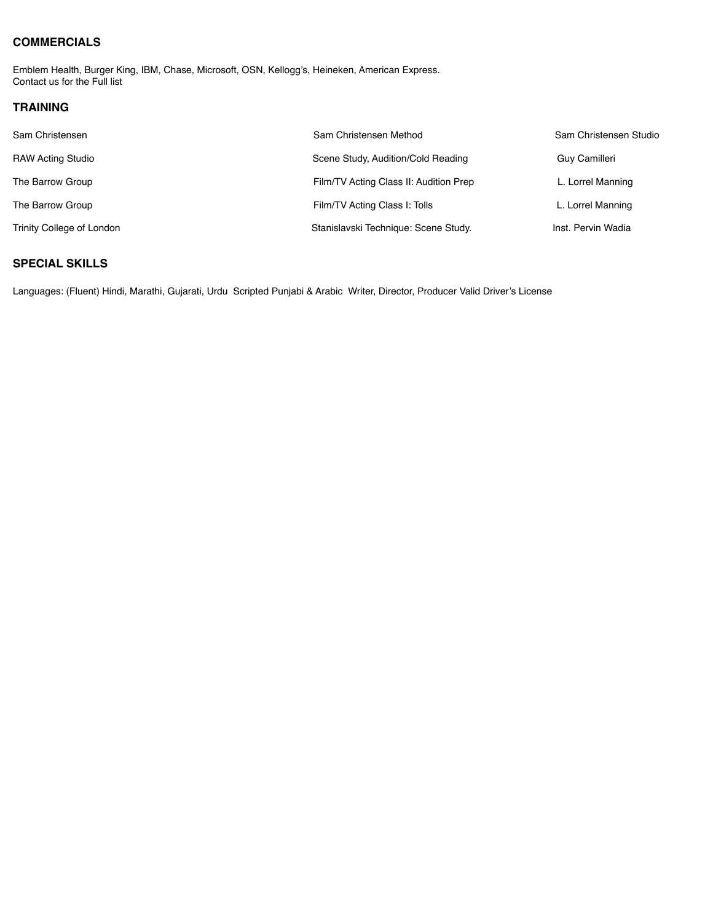## COMMERCIALS

Emblem Health, Burger King, IBM, Chase, Microsoft, OSN, Kellogg's, Heineken, American Express.
Contact us for the Full list

## TRAINING

| | | |
|---|---|---|
| Sam Christensen | Sam Christensen Method | Sam Christensen Studio |
| RAW Acting Studio | Scene Study, Audition/Cold Reading | Guy Camilleri |
| The Barrow Group | Film/TV Acting Class II: Audition Prep | L. Lorrel Manning |
| The Barrow Group | Film/TV Acting Class I: Tolls | L. Lorrel Manning |
| Trinity College of London | Stanislavski Technique: Scene Study. | Inst. Pervin Wadia |

## SPECIAL SKILLS

Languages: (Fluent) Hindi, Marathi, Gujarati, Urdu  Scripted Punjabi & Arabic  Writer, Director, Producer Valid Driver's License